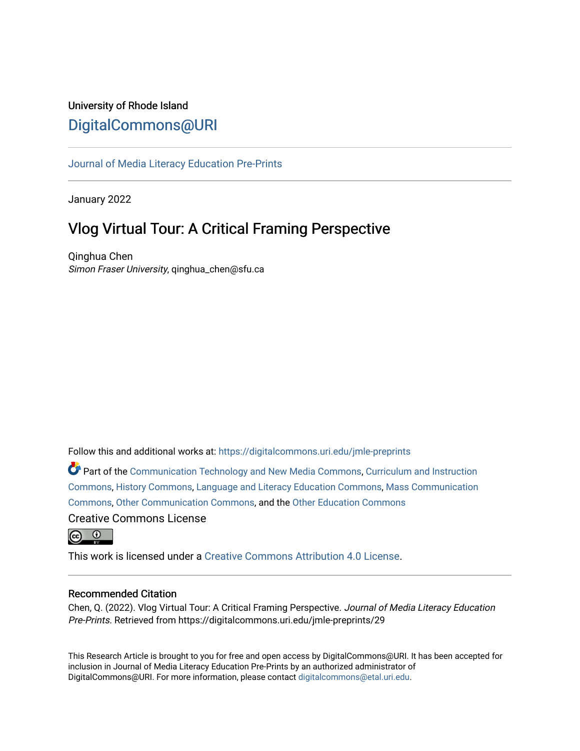University of Rhode Island

DigitalCommons@URI

Journal of Media Literacy Education Pre-Prints

January 2022

# Vlog Virtual Tour: A Critical Framing Perspective

Qinghua Chen
*Simon Fraser University*, qinghua_chen@sfu.ca

Follow this and additional works at: https://digitalcommons.uri.edu/jmle-preprints

Part of the Communication Technology and New Media Commons, Curriculum and Instruction Commons, History Commons, Language and Literacy Education Commons, Mass Communication Commons, Other Communication Commons, and the Other Education Commons

Creative Commons License

This work is licensed under a Creative Commons Attribution 4.0 License.

## Recommended Citation

Chen, Q. (2022). Vlog Virtual Tour: A Critical Framing Perspective. *Journal of Media Literacy Education Pre-Prints.* Retrieved from https://digitalcommons.uri.edu/jmle-preprints/29

This Research Article is brought to you for free and open access by DigitalCommons@URI. It has been accepted for inclusion in Journal of Media Literacy Education Pre-Prints by an authorized administrator of DigitalCommons@URI. For more information, please contact digitalcommons@etal.uri.edu.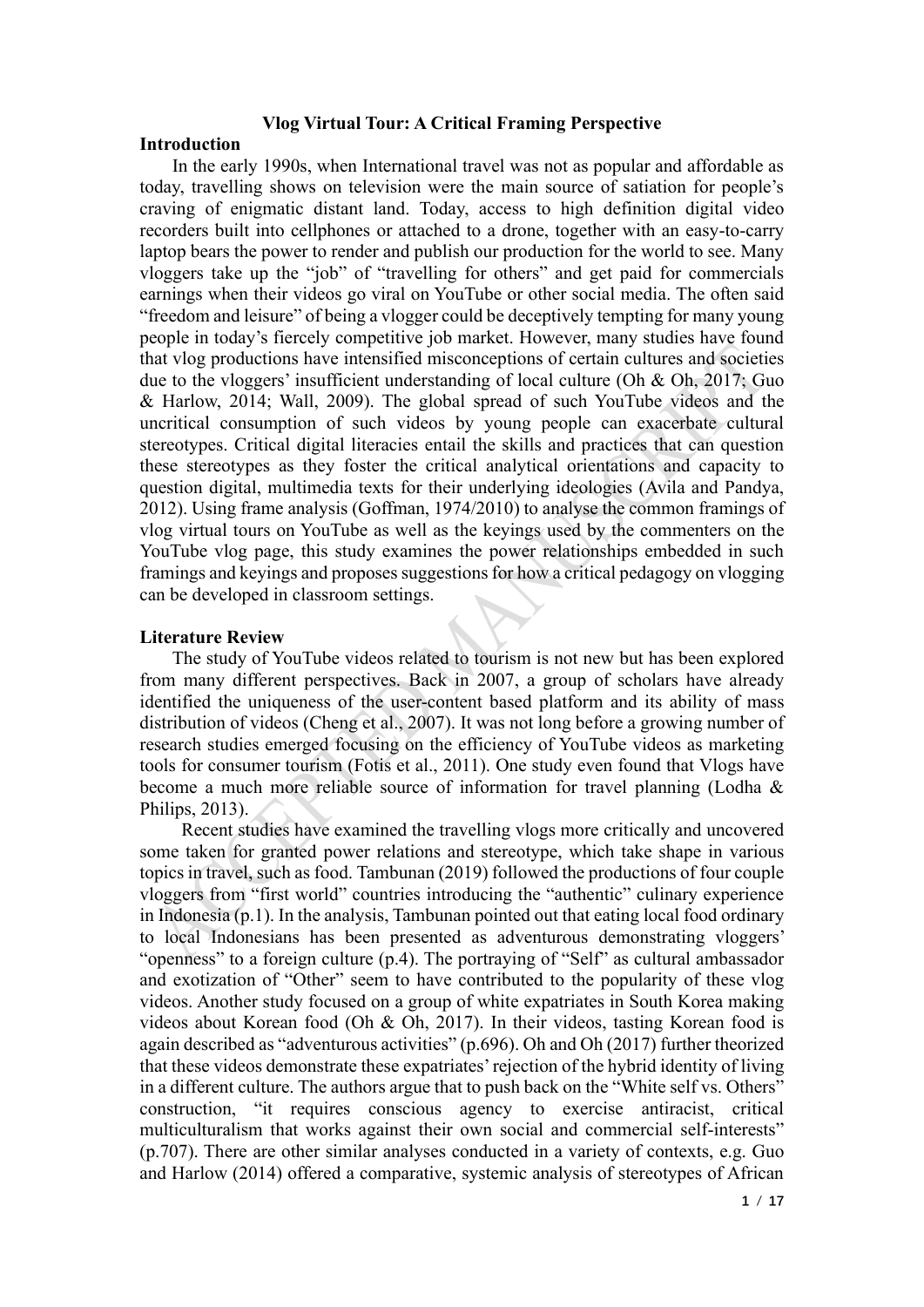# Vlog Virtual Tour: A Critical Framing Perspective

## Introduction

In the early 1990s, when International travel was not as popular and affordable as today, travelling shows on television were the main source of satiation for people's craving of enigmatic distant land. Today, access to high definition digital video recorders built into cellphones or attached to a drone, together with an easy-to-carry laptop bears the power to render and publish our production for the world to see. Many vloggers take up the "job" of "travelling for others" and get paid for commercials earnings when their videos go viral on YouTube or other social media. The often said "freedom and leisure" of being a vlogger could be deceptively tempting for many young people in today's fiercely competitive job market. However, many studies have found that vlog productions have intensified misconceptions of certain cultures and societies due to the vloggers' insufficient understanding of local culture (Oh & Oh, 2017; Guo & Harlow, 2014; Wall, 2009). The global spread of such YouTube videos and the uncritical consumption of such videos by young people can exacerbate cultural stereotypes. Critical digital literacies entail the skills and practices that can question these stereotypes as they foster the critical analytical orientations and capacity to question digital, multimedia texts for their underlying ideologies (Avila and Pandya, 2012). Using frame analysis (Goffman, 1974/2010) to analyse the common framings of vlog virtual tours on YouTube as well as the keyings used by the commenters on the YouTube vlog page, this study examines the power relationships embedded in such framings and keyings and proposes suggestions for how a critical pedagogy on vlogging can be developed in classroom settings.

## Literature Review

The study of YouTube videos related to tourism is not new but has been explored from many different perspectives. Back in 2007, a group of scholars have already identified the uniqueness of the user-content based platform and its ability of mass distribution of videos (Cheng et al., 2007). It was not long before a growing number of research studies emerged focusing on the efficiency of YouTube videos as marketing tools for consumer tourism (Fotis et al., 2011). One study even found that Vlogs have become a much more reliable source of information for travel planning (Lodha & Philips, 2013).

Recent studies have examined the travelling vlogs more critically and uncovered some taken for granted power relations and stereotype, which take shape in various topics in travel, such as food. Tambunan (2019) followed the productions of four couple vloggers from "first world" countries introducing the "authentic" culinary experience in Indonesia (p.1). In the analysis, Tambunan pointed out that eating local food ordinary to local Indonesians has been presented as adventurous demonstrating vloggers' "openness" to a foreign culture (p.4). The portraying of "Self" as cultural ambassador and exotization of "Other" seem to have contributed to the popularity of these vlog videos. Another study focused on a group of white expatriates in South Korea making videos about Korean food (Oh & Oh, 2017). In their videos, tasting Korean food is again described as "adventurous activities" (p.696). Oh and Oh (2017) further theorized that these videos demonstrate these expatriates' rejection of the hybrid identity of living in a different culture. The authors argue that to push back on the "White self vs. Others" construction, "it requires conscious agency to exercise antiracist, critical multiculturalism that works against their own social and commercial self-interests" (p.707). There are other similar analyses conducted in a variety of contexts, e.g. Guo and Harlow (2014) offered a comparative, systemic analysis of stereotypes of African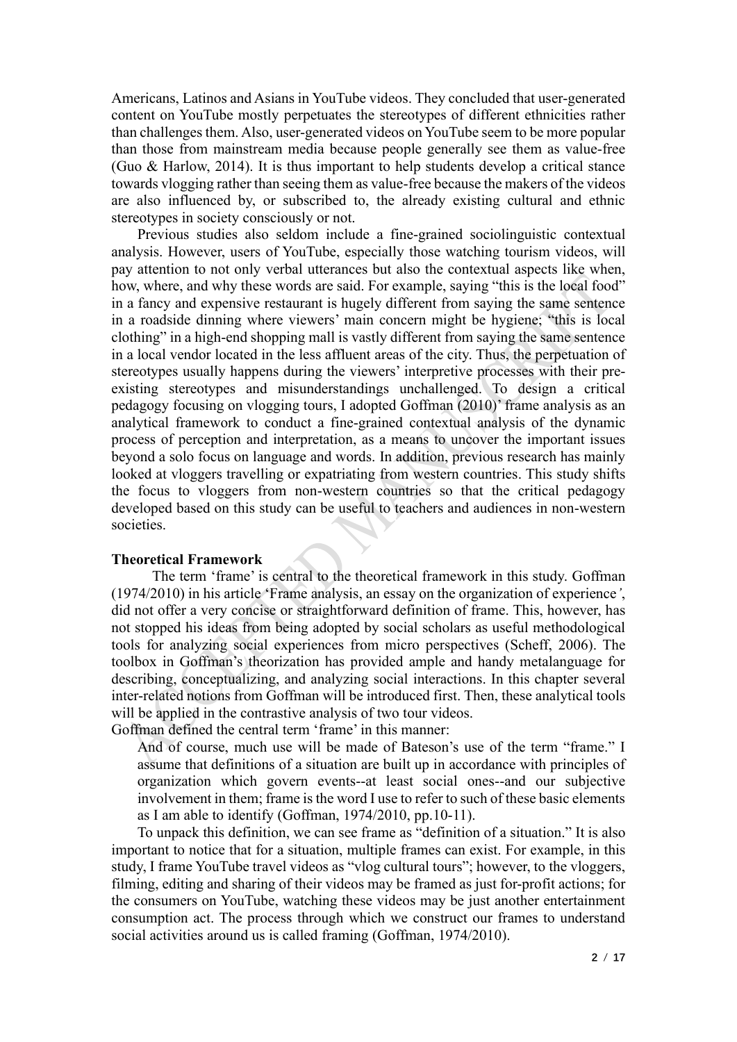Americans, Latinos and Asians in YouTube videos. They concluded that user-generated content on YouTube mostly perpetuates the stereotypes of different ethnicities rather than challenges them. Also, user-generated videos on YouTube seem to be more popular than those from mainstream media because people generally see them as value-free (Guo & Harlow, 2014). It is thus important to help students develop a critical stance towards vlogging rather than seeing them as value-free because the makers of the videos are also influenced by, or subscribed to, the already existing cultural and ethnic stereotypes in society consciously or not.

Previous studies also seldom include a fine-grained sociolinguistic contextual analysis. However, users of YouTube, especially those watching tourism videos, will pay attention to not only verbal utterances but also the contextual aspects like when, how, where, and why these words are said. For example, saying "this is the local food" in a fancy and expensive restaurant is hugely different from saying the same sentence in a roadside dinning where viewers' main concern might be hygiene; "this is local clothing" in a high-end shopping mall is vastly different from saying the same sentence in a local vendor located in the less affluent areas of the city. Thus, the perpetuation of stereotypes usually happens during the viewers' interpretive processes with their pre-existing stereotypes and misunderstandings unchallenged. To design a critical pedagogy focusing on vlogging tours, I adopted Goffman (2010)' frame analysis as an analytical framework to conduct a fine-grained contextual analysis of the dynamic process of perception and interpretation, as a means to uncover the important issues beyond a solo focus on language and words. In addition, previous research has mainly looked at vloggers travelling or expatriating from western countries. This study shifts the focus to vloggers from non-western countries so that the critical pedagogy developed based on this study can be useful to teachers and audiences in non-western societies.

**Theoretical Framework**

The term 'frame' is central to the theoretical framework in this study. Goffman (1974/2010) in his article 'Frame analysis, an essay on the organization of experience*'*, did not offer a very concise or straightforward definition of frame. This, however, has not stopped his ideas from being adopted by social scholars as useful methodological tools for analyzing social experiences from micro perspectives (Scheff, 2006). The toolbox in Goffman's theorization has provided ample and handy metalanguage for describing, conceptualizing, and analyzing social interactions. In this chapter several inter-related notions from Goffman will be introduced first. Then, these analytical tools will be applied in the contrastive analysis of two tour videos.

Goffman defined the central term 'frame' in this manner:

> And of course, much use will be made of Bateson's use of the term "frame." I assume that definitions of a situation are built up in accordance with principles of organization which govern events--at least social ones--and our subjective involvement in them; frame is the word I use to refer to such of these basic elements as I am able to identify (Goffman, 1974/2010, pp.10-11).

To unpack this definition, we can see frame as "definition of a situation." It is also important to notice that for a situation, multiple frames can exist. For example, in this study, I frame YouTube travel videos as "vlog cultural tours"; however, to the vloggers, filming, editing and sharing of their videos may be framed as just for-profit actions; for the consumers on YouTube, watching these videos may be just another entertainment consumption act. The process through which we construct our frames to understand social activities around us is called framing (Goffman, 1974/2010).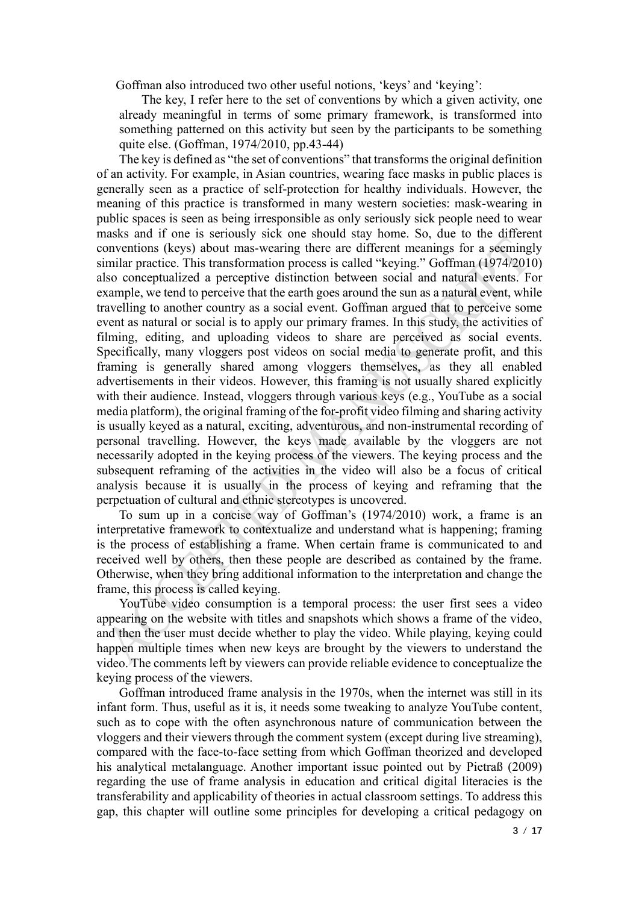Goffman also introduced two other useful notions, 'keys' and 'keying':

> The key, I refer here to the set of conventions by which a given activity, one already meaningful in terms of some primary framework, is transformed into something patterned on this activity but seen by the participants to be something quite else. (Goffman, 1974/2010, pp.43-44)

The key is defined as "the set of conventions" that transforms the original definition of an activity. For example, in Asian countries, wearing face masks in public places is generally seen as a practice of self-protection for healthy individuals. However, the meaning of this practice is transformed in many western societies: mask-wearing in public spaces is seen as being irresponsible as only seriously sick people need to wear masks and if one is seriously sick one should stay home. So, due to the different conventions (keys) about mas-wearing there are different meanings for a seemingly similar practice. This transformation process is called "keying." Goffman (1974/2010) also conceptualized a perceptive distinction between social and natural events. For example, we tend to perceive that the earth goes around the sun as a natural event, while travelling to another country as a social event. Goffman argued that to perceive some event as natural or social is to apply our primary frames. In this study, the activities of filming, editing, and uploading videos to share are perceived as social events. Specifically, many vloggers post videos on social media to generate profit, and this framing is generally shared among vloggers themselves, as they all enabled advertisements in their videos. However, this framing is not usually shared explicitly with their audience. Instead, vloggers through various keys (e.g., YouTube as a social media platform), the original framing of the for-profit video filming and sharing activity is usually keyed as a natural, exciting, adventurous, and non-instrumental recording of personal travelling. However, the keys made available by the vloggers are not necessarily adopted in the keying process of the viewers. The keying process and the subsequent reframing of the activities in the video will also be a focus of critical analysis because it is usually in the process of keying and reframing that the perpetuation of cultural and ethnic stereotypes is uncovered.

To sum up in a concise way of Goffman's (1974/2010) work, a frame is an interpretative framework to contextualize and understand what is happening; framing is the process of establishing a frame. When certain frame is communicated to and received well by others, then these people are described as contained by the frame. Otherwise, when they bring additional information to the interpretation and change the frame, this process is called keying.

YouTube video consumption is a temporal process: the user first sees a video appearing on the website with titles and snapshots which shows a frame of the video, and then the user must decide whether to play the video. While playing, keying could happen multiple times when new keys are brought by the viewers to understand the video. The comments left by viewers can provide reliable evidence to conceptualize the keying process of the viewers.

Goffman introduced frame analysis in the 1970s, when the internet was still in its infant form. Thus, useful as it is, it needs some tweaking to analyze YouTube content, such as to cope with the often asynchronous nature of communication between the vloggers and their viewers through the comment system (except during live streaming), compared with the face-to-face setting from which Goffman theorized and developed his analytical metalanguage. Another important issue pointed out by Pietraß (2009) regarding the use of frame analysis in education and critical digital literacies is the transferability and applicability of theories in actual classroom settings. To address this gap, this chapter will outline some principles for developing a critical pedagogy on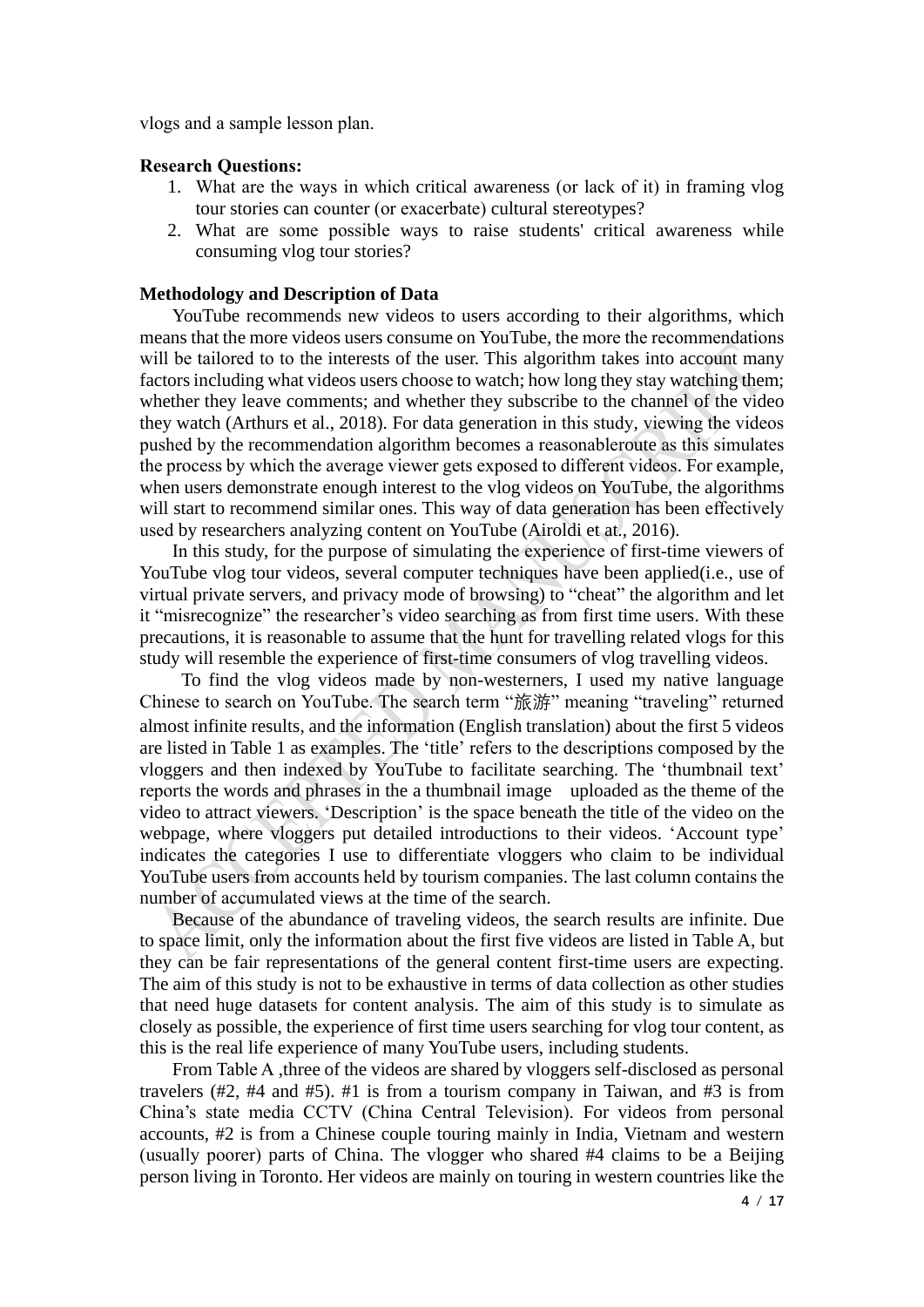vlogs and a sample lesson plan.

**Research Questions:**

1. What are the ways in which critical awareness (or lack of it) in framing vlog tour stories can counter (or exacerbate) cultural stereotypes?
2. What are some possible ways to raise students' critical awareness while consuming vlog tour stories?

**Methodology and Description of Data**

YouTube recommends new videos to users according to their algorithms, which means that the more videos users consume on YouTube, the more the recommendations will be tailored to to the interests of the user. This algorithm takes into account many factors including what videos users choose to watch; how long they stay watching them; whether they leave comments; and whether they subscribe to the channel of the video they watch (Arthurs et al., 2018). For data generation in this study, viewing the videos pushed by the recommendation algorithm becomes a reasonableroute as this simulates the process by which the average viewer gets exposed to different videos. For example, when users demonstrate enough interest to the vlog videos on YouTube, the algorithms will start to recommend similar ones. This way of data generation has been effectively used by researchers analyzing content on YouTube (Airoldi et at., 2016).

In this study, for the purpose of simulating the experience of first-time viewers of YouTube vlog tour videos, several computer techniques have been applied(i.e., use of virtual private servers, and privacy mode of browsing) to "cheat" the algorithm and let it "misrecognize" the researcher's video searching as from first time users. With these precautions, it is reasonable to assume that the hunt for travelling related vlogs for this study will resemble the experience of first-time consumers of vlog travelling videos.

To find the vlog videos made by non-westerners, I used my native language Chinese to search on YouTube. The search term "旅游" meaning "traveling" returned almost infinite results, and the information (English translation) about the first 5 videos are listed in Table 1 as examples. The 'title' refers to the descriptions composed by the vloggers and then indexed by YouTube to facilitate searching. The 'thumbnail text' reports the words and phrases in the a thumbnail image uploaded as the theme of the video to attract viewers. 'Description' is the space beneath the title of the video on the webpage, where vloggers put detailed introductions to their videos. 'Account type' indicates the categories I use to differentiate vloggers who claim to be individual YouTube users from accounts held by tourism companies. The last column contains the number of accumulated views at the time of the search.

Because of the abundance of traveling videos, the search results are infinite. Due to space limit, only the information about the first five videos are listed in Table A, but they can be fair representations of the general content first-time users are expecting. The aim of this study is not to be exhaustive in terms of data collection as other studies that need huge datasets for content analysis. The aim of this study is to simulate as closely as possible, the experience of first time users searching for vlog tour content, as this is the real life experience of many YouTube users, including students.

From Table A ,three of the videos are shared by vloggers self-disclosed as personal travelers (#2, #4 and #5). #1 is from a tourism company in Taiwan, and #3 is from China's state media CCTV (China Central Television). For videos from personal accounts, #2 is from a Chinese couple touring mainly in India, Vietnam and western (usually poorer) parts of China. The vlogger who shared #4 claims to be a Beijing person living in Toronto. Her videos are mainly on touring in western countries like the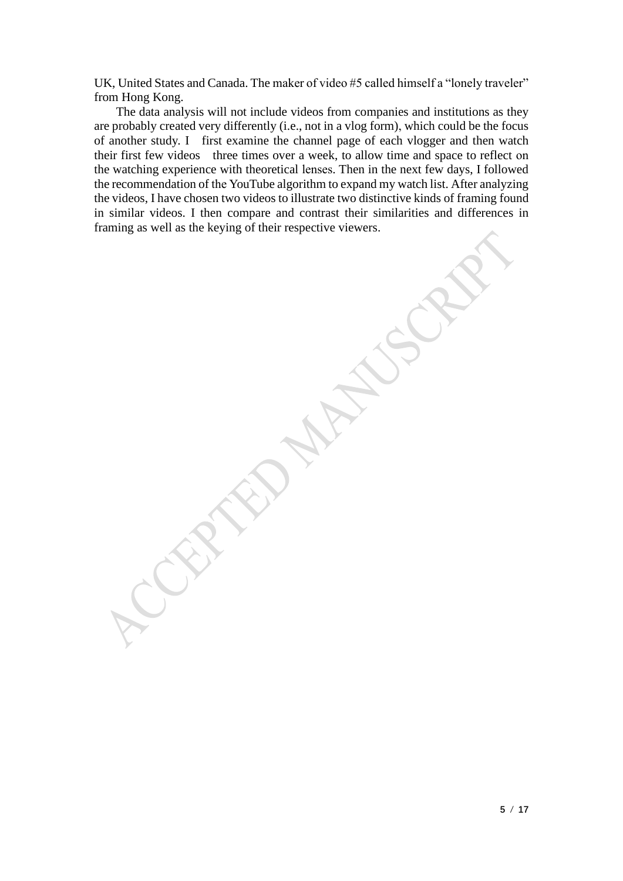UK, United States and Canada. The maker of video #5 called himself a "lonely traveler" from Hong Kong.

The data analysis will not include videos from companies and institutions as they are probably created very differently (i.e., not in a vlog form), which could be the focus of another study. I first examine the channel page of each vlogger and then watch their first few videos three times over a week, to allow time and space to reflect on the watching experience with theoretical lenses. Then in the next few days, I followed the recommendation of the YouTube algorithm to expand my watch list. After analyzing the videos, I have chosen two videos to illustrate two distinctive kinds of framing found in similar videos. I then compare and contrast their similarities and differences in framing as well as the keying of their respective viewers.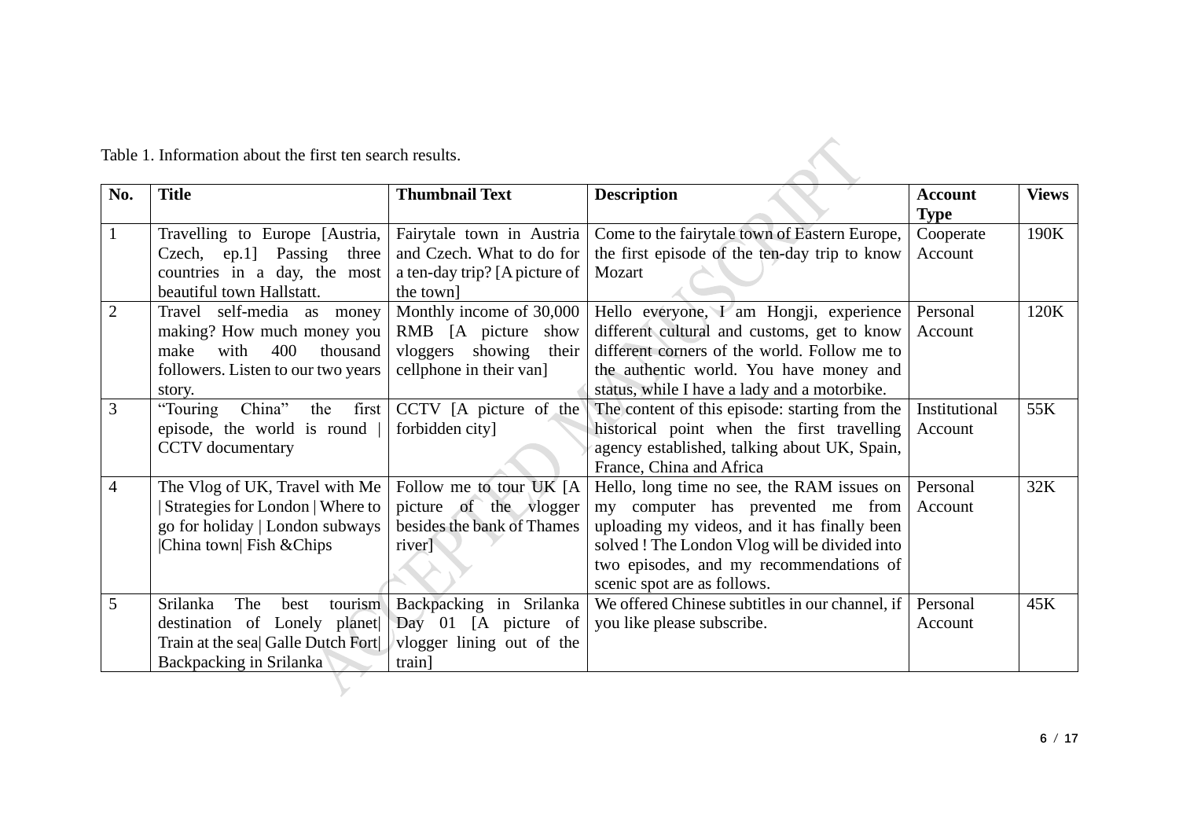Table 1. Information about the first ten search results.

| No. | Title | Thumbnail Text | Description | Account Type | Views |
| --- | --- | --- | --- | --- | --- |
| 1 | Travelling to Europe [Austria, Czech, ep.1] Passing three countries in a day, the most beautiful town Hallstatt. | Fairytale town in Austria and Czech. What to do for a ten-day trip? [A picture of the town] | Come to the fairytale town of Eastern Europe, the first episode of the ten-day trip to know Mozart | Cooperate Account | 190K |
| 2 | Travel self-media as money making? How much money you make with 400 thousand followers. Listen to our two years story. | Monthly income of 30,000 RMB [A picture show vloggers showing their cellphone in their van] | Hello everyone, I am Hongji, experience different cultural and customs, get to know different corners of the world. Follow me to the authentic world. You have money and status, while I have a lady and a motorbike. | Personal Account | 120K |
| 3 | "Touring China" the first episode, the world is round \| CCTV documentary | CCTV [A picture of the forbidden city] | The content of this episode: starting from the historical point when the first travelling agency established, talking about UK, Spain, France, China and Africa | Institutional Account | 55K |
| 4 | The Vlog of UK, Travel with Me \| Strategies for London \| Where to go for holiday \| London subways \|China town\| Fish &Chips | Follow me to tour UK [A picture of the vlogger besides the bank of Thames river] | Hello, long time no see, the RAM issues on my computer has prevented me from uploading my videos, and it has finally been solved ! The London Vlog will be divided into two episodes, and my recommendations of scenic spot are as follows. | Personal Account | 32K |
| 5 | Srilanka The best tourism destination of Lonely planet\| Train at the sea\| Galle Dutch Fort\| Backpacking in Srilanka | Backpacking in Srilanka Day 01 [A picture of vlogger lining out of the train] | We offered Chinese subtitles in our channel, if you like please subscribe. | Personal Account | 45K |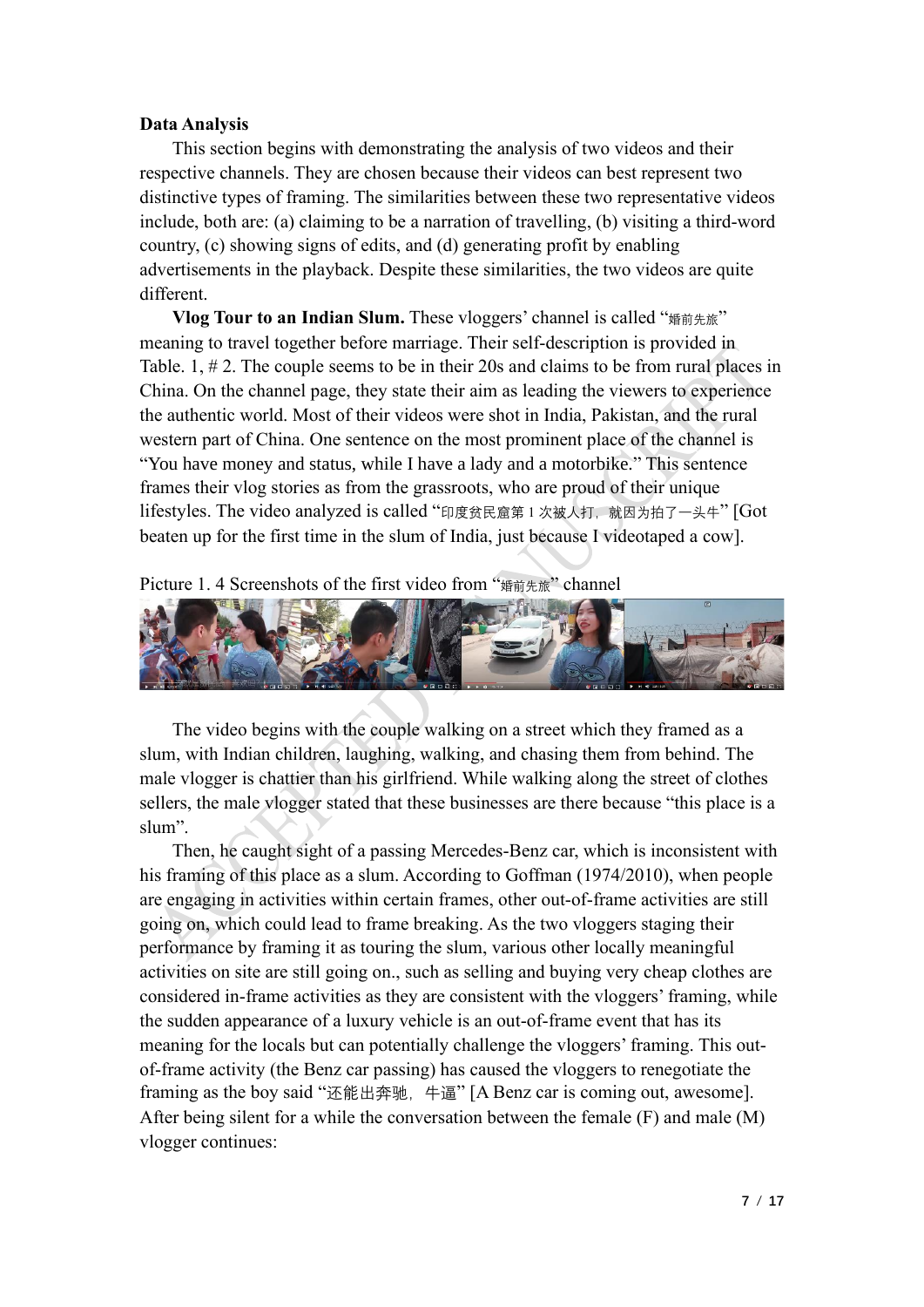**Data Analysis**

This section begins with demonstrating the analysis of two videos and their respective channels. They are chosen because their videos can best represent two distinctive types of framing. The similarities between these two representative videos include, both are: (a) claiming to be a narration of travelling, (b) visiting a third-word country, (c) showing signs of edits, and (d) generating profit by enabling advertisements in the playback. Despite these similarities, the two videos are quite different.

**Vlog Tour to an Indian Slum.** These vloggers' channel is called "婚前先旅" meaning to travel together before marriage. Their self-description is provided in Table. 1, # 2. The couple seems to be in their 20s and claims to be from rural places in China. On the channel page, they state their aim as leading the viewers to experience the authentic world. Most of their videos were shot in India, Pakistan, and the rural western part of China. One sentence on the most prominent place of the channel is "You have money and status, while I have a lady and a motorbike." This sentence frames their vlog stories as from the grassroots, who are proud of their unique lifestyles. The video analyzed is called "印度贫民窟第 1 次被人打，就因为拍了一头牛" [Got beaten up for the first time in the slum of India, just because I videotaped a cow].

Picture 1. 4 Screenshots of the first video from "婚前先旅" channel

The video begins with the couple walking on a street which they framed as a slum, with Indian children, laughing, walking, and chasing them from behind. The male vlogger is chattier than his girlfriend. While walking along the street of clothes sellers, the male vlogger stated that these businesses are there because "this place is a slum".

Then, he caught sight of a passing Mercedes-Benz car, which is inconsistent with his framing of this place as a slum. According to Goffman (1974/2010), when people are engaging in activities within certain frames, other out-of-frame activities are still going on, which could lead to frame breaking. As the two vloggers staging their performance by framing it as touring the slum, various other locally meaningful activities on site are still going on., such as selling and buying very cheap clothes are considered in-frame activities as they are consistent with the vloggers' framing, while the sudden appearance of a luxury vehicle is an out-of-frame event that has its meaning for the locals but can potentially challenge the vloggers' framing. This out-of-frame activity (the Benz car passing) has caused the vloggers to renegotiate the framing as the boy said "还能出奔驰，牛逼" [A Benz car is coming out, awesome]. After being silent for a while the conversation between the female (F) and male (M) vlogger continues: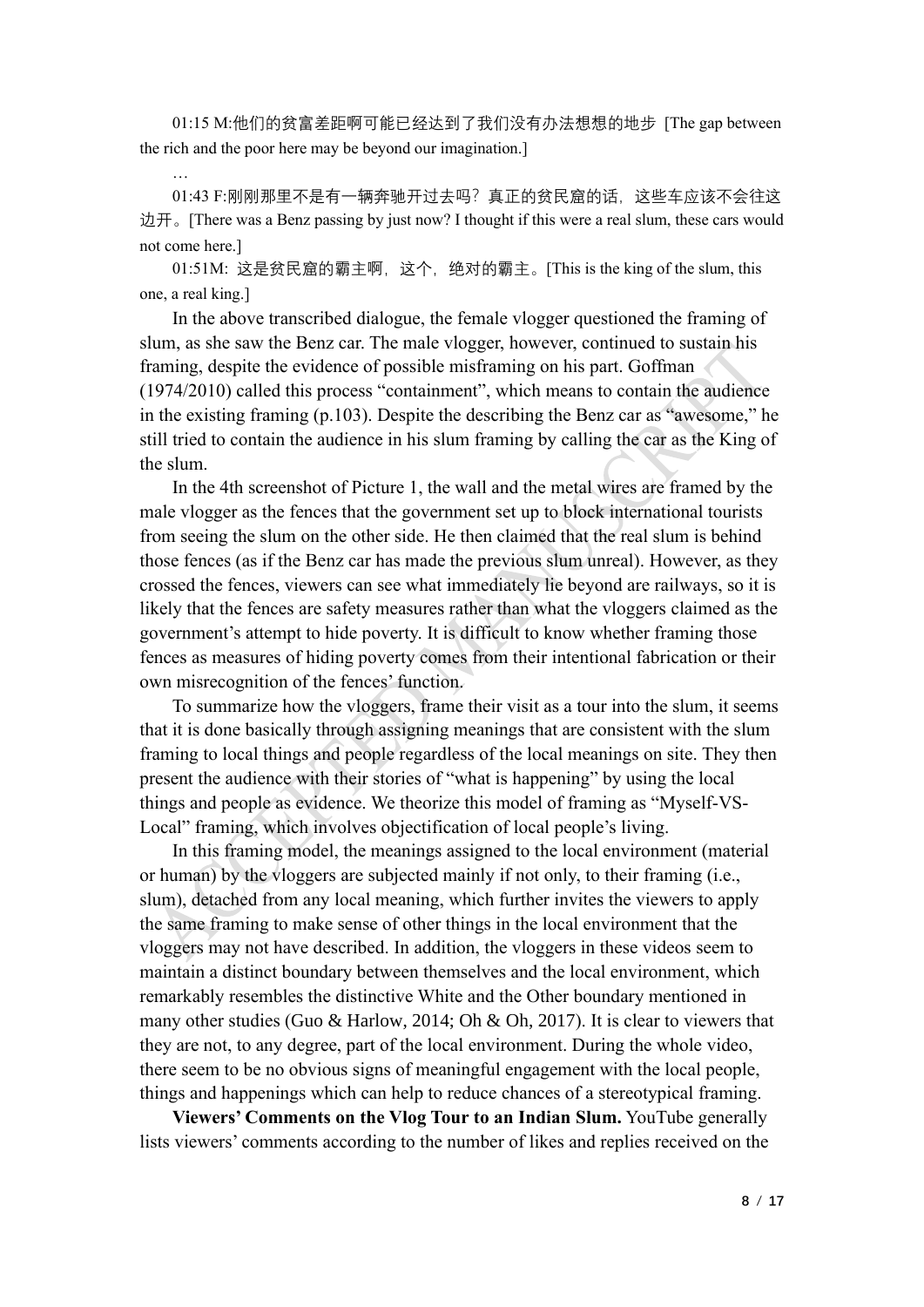01:15 M:他们的贫富差距啊可能已经达到了我们没有办法想想的地步 [The gap between the rich and the poor here may be beyond our imagination.]

…

01:43 F:刚刚那里不是有一辆奔驰开过去吗？真正的贫民窟的话，这些车应该不会往这边开。[There was a Benz passing by just now? I thought if this were a real slum, these cars would not come here.]

01:51M: 这是贫民窟的霸主啊，这个，绝对的霸主。[This is the king of the slum, this one, a real king.]

In the above transcribed dialogue, the female vlogger questioned the framing of slum, as she saw the Benz car. The male vlogger, however, continued to sustain his framing, despite the evidence of possible misframing on his part. Goffman (1974/2010) called this process "containment", which means to contain the audience in the existing framing (p.103). Despite the describing the Benz car as "awesome," he still tried to contain the audience in his slum framing by calling the car as the King of the slum.

In the 4th screenshot of Picture 1, the wall and the metal wires are framed by the male vlogger as the fences that the government set up to block international tourists from seeing the slum on the other side. He then claimed that the real slum is behind those fences (as if the Benz car has made the previous slum unreal). However, as they crossed the fences, viewers can see what immediately lie beyond are railways, so it is likely that the fences are safety measures rather than what the vloggers claimed as the government's attempt to hide poverty. It is difficult to know whether framing those fences as measures of hiding poverty comes from their intentional fabrication or their own misrecognition of the fences' function.

To summarize how the vloggers, frame their visit as a tour into the slum, it seems that it is done basically through assigning meanings that are consistent with the slum framing to local things and people regardless of the local meanings on site. They then present the audience with their stories of "what is happening" by using the local things and people as evidence. We theorize this model of framing as "Myself-VS-Local" framing, which involves objectification of local people's living.

In this framing model, the meanings assigned to the local environment (material or human) by the vloggers are subjected mainly if not only, to their framing (i.e., slum), detached from any local meaning, which further invites the viewers to apply the same framing to make sense of other things in the local environment that the vloggers may not have described. In addition, the vloggers in these videos seem to maintain a distinct boundary between themselves and the local environment, which remarkably resembles the distinctive White and the Other boundary mentioned in many other studies (Guo & Harlow, 2014; Oh & Oh, 2017). It is clear to viewers that they are not, to any degree, part of the local environment. During the whole video, there seem to be no obvious signs of meaningful engagement with the local people, things and happenings which can help to reduce chances of a stereotypical framing.

**Viewers' Comments on the Vlog Tour to an Indian Slum.** YouTube generally lists viewers' comments according to the number of likes and replies received on the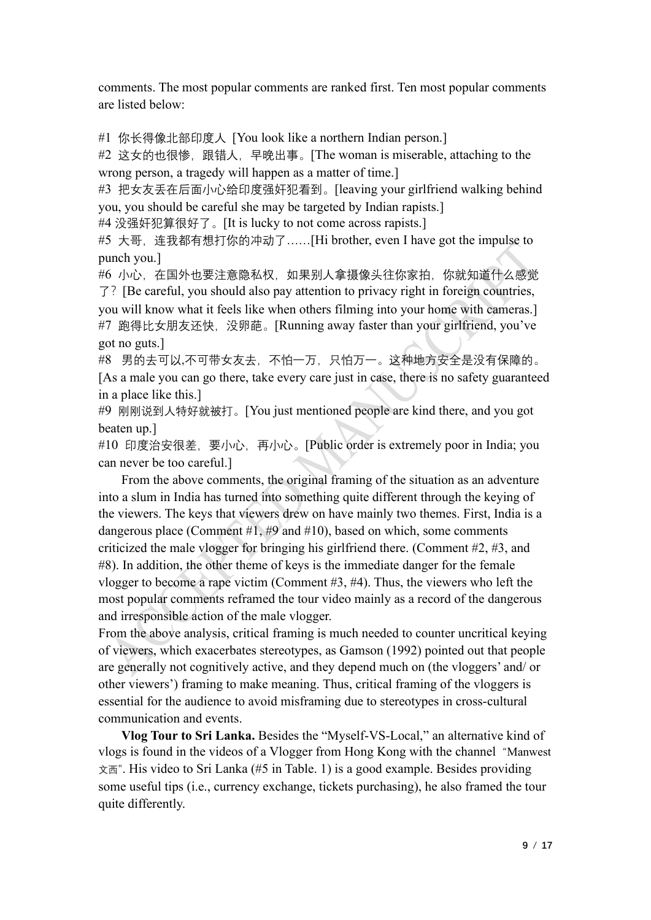comments. The most popular comments are ranked first. Ten most popular comments are listed below:

#1 你长得像北部印度人 [You look like a northern Indian person.]
#2 这女的也很惨，跟错人，早晚出事。[The woman is miserable, attaching to the wrong person, a tragedy will happen as a matter of time.]
#3 把女友丢在后面小心给印度强奸犯看到。[leaving your girlfriend walking behind you, you should be careful she may be targeted by Indian rapists.]
#4 没强奸犯算很好了。[It is lucky to not come across rapists.]
#5 大哥，连我都有想打你的冲动了……[Hi brother, even I have got the impulse to punch you.]
#6 小心，在国外也要注意隐私权，如果别人拿摄像头往你家拍，你就知道什么感觉了？[Be careful, you should also pay attention to privacy right in foreign countries, you will know what it feels like when others filming into your home with cameras.]
#7 跑得比女朋友还快，没卵葩。[Running away faster than your girlfriend, you've got no guts.]
#8 男的去可以,不可带女友去，不怕一万，只怕万一。这种地方安全是没有保障的。[As a male you can go there, take every care just in case, there is no safety guaranteed in a place like this.]
#9 刚刚说到人特好就被打。[You just mentioned people are kind there, and you got beaten up.]
#10 印度治安很差，要小心，再小心。[Public order is extremely poor in India; you can never be too careful.]

From the above comments, the original framing of the situation as an adventure into a slum in India has turned into something quite different through the keying of the viewers. The keys that viewers drew on have mainly two themes. First, India is a dangerous place (Comment #1, #9 and #10), based on which, some comments criticized the male vlogger for bringing his girlfriend there. (Comment #2, #3, and #8). In addition, the other theme of keys is the immediate danger for the female vlogger to become a rape victim (Comment #3, #4). Thus, the viewers who left the most popular comments reframed the tour video mainly as a record of the dangerous and irresponsible action of the male vlogger.

From the above analysis, critical framing is much needed to counter uncritical keying of viewers, which exacerbates stereotypes, as Gamson (1992) pointed out that people are generally not cognitively active, and they depend much on (the vloggers' and/ or other viewers') framing to make meaning. Thus, critical framing of the vloggers is essential for the audience to avoid misframing due to stereotypes in cross-cultural communication and events.

**Vlog Tour to Sri Lanka.** Besides the "Myself-VS-Local," an alternative kind of vlogs is found in the videos of a Vlogger from Hong Kong with the channel "Manwest 文西". His video to Sri Lanka (#5 in Table. 1) is a good example. Besides providing some useful tips (i.e., currency exchange, tickets purchasing), he also framed the tour quite differently.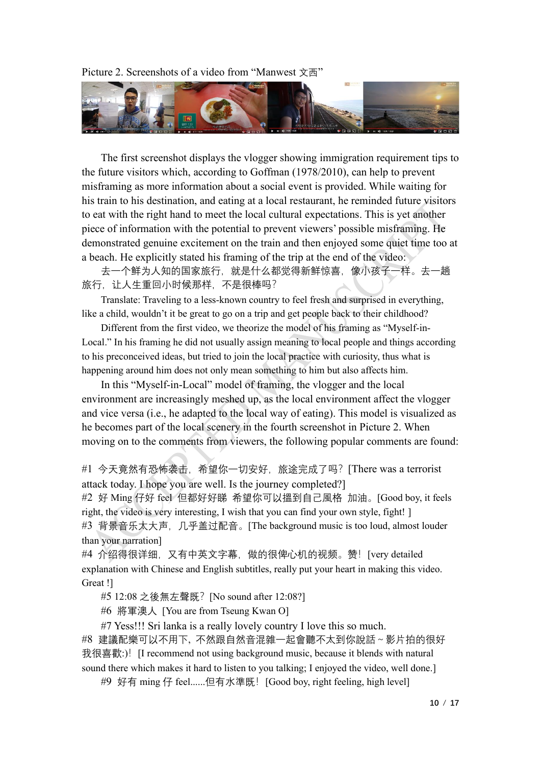Picture 2. Screenshots of a video from “Manwest 文西”

The first screenshot displays the vlogger showing immigration requirement tips to the future visitors which, according to Goffman (1978/2010), can help to prevent misframing as more information about a social event is provided. While waiting for his train to his destination, and eating at a local restaurant, he reminded future visitors to eat with the right hand to meet the local cultural expectations. This is yet another piece of information with the potential to prevent viewers' possible misframing. He demonstrated genuine excitement on the train and then enjoyed some quiet time too at a beach. He explicitly stated his framing of the trip at the end of the video:

去一个鲜为人知的国家旅行，就是什么都觉得新鲜惊喜，像小孩子一样。去一趟旅行，让人生重回小时候那样，不是很棒吗?

Translate: Traveling to a less-known country to feel fresh and surprised in everything, like a child, wouldn't it be great to go on a trip and get people back to their childhood?

Different from the first video, we theorize the model of his framing as “Myself-in-Local.” In his framing he did not usually assign meaning to local people and things according to his preconceived ideas, but tried to join the local practice with curiosity, thus what is happening around him does not only mean something to him but also affects him.

In this “Myself-in-Local” model of framing, the vlogger and the local environment are increasingly meshed up, as the local environment affect the vlogger and vice versa (i.e., he adapted to the local way of eating). This model is visualized as he becomes part of the local scenery in the fourth screenshot in Picture 2. When moving on to the comments from viewers, the following popular comments are found:

#1 今天竟然有恐怖袭击，希望你一切安好，旅途完成了吗? [There was a terrorist attack today. I hope you are well. Is the journey completed?]

#2 好 Ming 仔好 feel 但都好好睇 希望你可以搵到自己風格 加油。[Good boy, it feels right, the video is very interesting, I wish that you can find your own style, fight! ]

#3 背景音乐太大声，几乎盖过配音。[The background music is too loud, almost louder than your narration]

#4 介绍得很详细，又有中英文字幕，做的很俾心机的视频。赞! [very detailed explanation with Chinese and English subtitles, really put your heart in making this video. Great !]

#5 12:08 之後無左聲既? [No sound after 12:08?]

#6 將軍澳人 [You are from Tseung Kwan O]

#7 Yess!!! Sri lanka is a really lovely country I love this so much.

#8 建議配樂可以不用下，不然跟自然音混雜一起會聽不太到你說話 ~ 影片拍的很好我很喜歡:)! [I recommend not using background music, because it blends with natural sound there which makes it hard to listen to you talking; I enjoyed the video, well done.]

#9 好有 ming 仔 feel......但有水準既! [Good boy, right feeling, high level]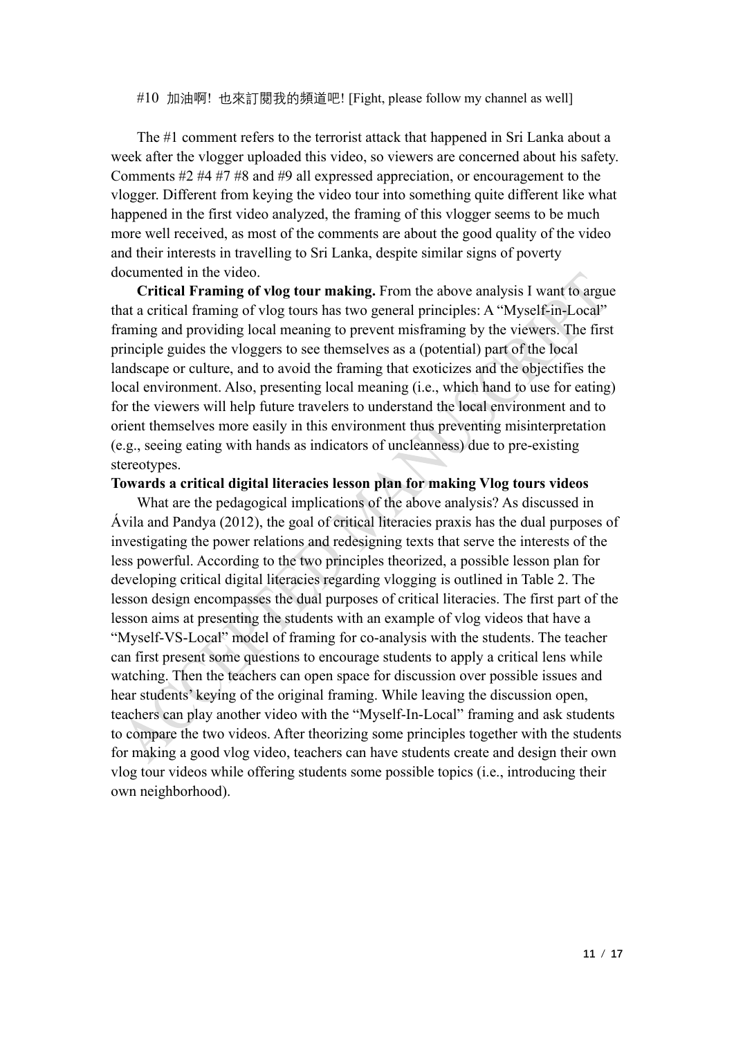#10 加油啊! 也來訂閱我的頻道吧! [Fight, please follow my channel as well]

The #1 comment refers to the terrorist attack that happened in Sri Lanka about a week after the vlogger uploaded this video, so viewers are concerned about his safety. Comments #2 #4 #7 #8 and #9 all expressed appreciation, or encouragement to the vlogger. Different from keying the video tour into something quite different like what happened in the first video analyzed, the framing of this vlogger seems to be much more well received, as most of the comments are about the good quality of the video and their interests in travelling to Sri Lanka, despite similar signs of poverty documented in the video.

**Critical Framing of vlog tour making.** From the above analysis I want to argue that a critical framing of vlog tours has two general principles: A "Myself-in-Local" framing and providing local meaning to prevent misframing by the viewers. The first principle guides the vloggers to see themselves as a (potential) part of the local landscape or culture, and to avoid the framing that exoticizes and the objectifies the local environment. Also, presenting local meaning (i.e., which hand to use for eating) for the viewers will help future travelers to understand the local environment and to orient themselves more easily in this environment thus preventing misinterpretation (e.g., seeing eating with hands as indicators of uncleanness) due to pre-existing stereotypes.

**Towards a critical digital literacies lesson plan for making Vlog tours videos**

What are the pedagogical implications of the above analysis? As discussed in Ávila and Pandya (2012), the goal of critical literacies praxis has the dual purposes of investigating the power relations and redesigning texts that serve the interests of the less powerful. According to the two principles theorized, a possible lesson plan for developing critical digital literacies regarding vlogging is outlined in Table 2. The lesson design encompasses the dual purposes of critical literacies. The first part of the lesson aims at presenting the students with an example of vlog videos that have a "Myself-VS-Local" model of framing for co-analysis with the students. The teacher can first present some questions to encourage students to apply a critical lens while watching. Then the teachers can open space for discussion over possible issues and hear students' keying of the original framing. While leaving the discussion open, teachers can play another video with the "Myself-In-Local" framing and ask students to compare the two videos. After theorizing some principles together with the students for making a good vlog video, teachers can have students create and design their own vlog tour videos while offering students some possible topics (i.e., introducing their own neighborhood).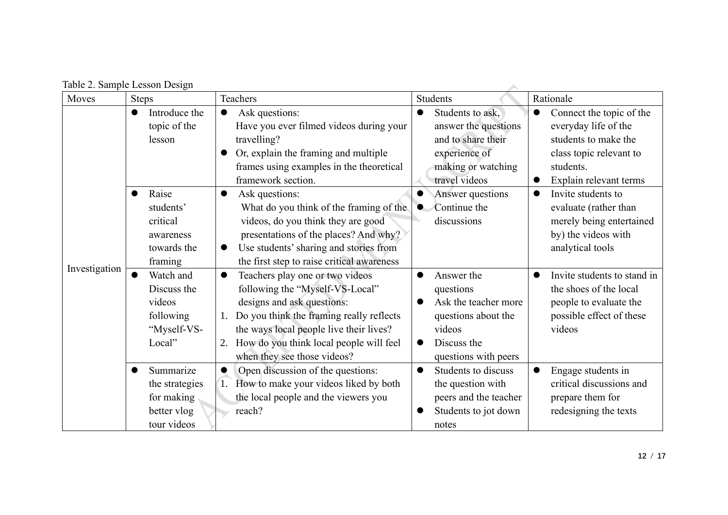Table 2. Sample Lesson Design

| Moves | Steps | Teachers | Students | Rationale |
|---|---|---|---|---|
| Investigation | ● Introduce the topic of the lesson | ● Ask questions: Have you ever filmed videos during your travelling? <br> ● Or, explain the framing and multiple frames using examples in the theoretical framework section. | ● Students to ask, answer the questions and to share their experience of making or watching travel videos | ● Connect the topic of the everyday life of the students to make the class topic relevant to students. <br> ● Explain relevant terms |
| | ● Raise students' critical awareness towards the framing | ● Ask questions: What do you think of the framing of the videos, do you think they are good presentations of the places? And why? <br> ● Use students' sharing and stories from the first step to raise critical awareness | ● Answer questions <br> ● Continue the discussions | ● Invite students to evaluate (rather than merely being entertained by) the videos with analytical tools |
| | ● Watch and Discuss the videos following "Myself-VS-Local" | ● Teachers play one or two videos following the "Myself-VS-Local" designs and ask questions: <br> 1. Do you think the framing really reflects the ways local people live their lives? <br> 2. How do you think local people will feel when they see those videos? | ● Answer the questions <br> ● Ask the teacher more questions about the videos <br> ● Discuss the questions with peers | ● Invite students to stand in the shoes of the local people to evaluate the possible effect of these videos |
| | ● Summarize the strategies for making better vlog tour videos | ● Open discussion of the questions: <br> 1. How to make your videos liked by both the local people and the viewers you reach? | ● Students to discuss the question with peers and the teacher <br> ● Students to jot down notes | ● Engage students in critical discussions and prepare them for redesigning the texts |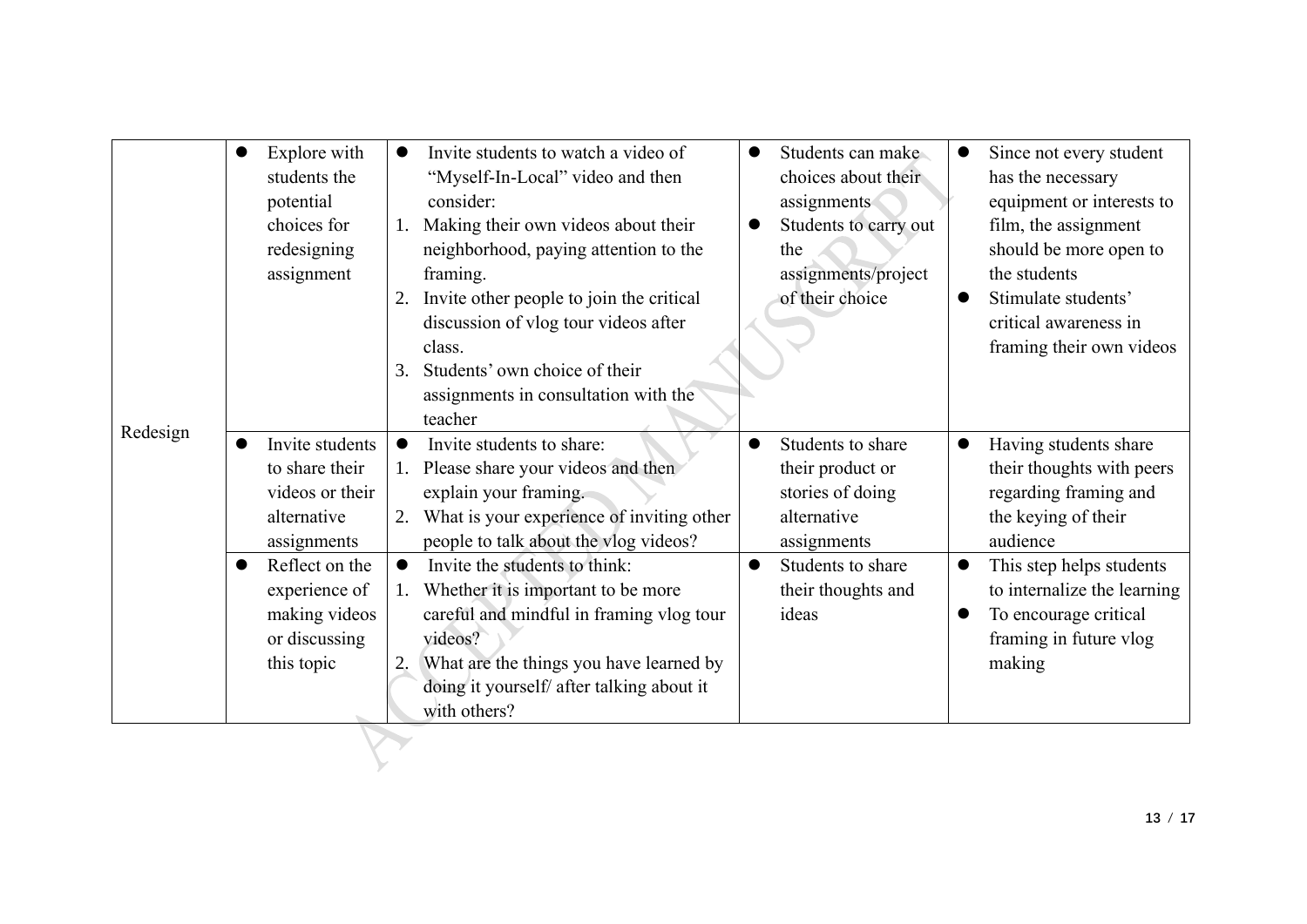| | | | | |
|---|---|---|---|---|
| Redesign | ● Explore with students the potential choices for redesigning assignment | ● Invite students to watch a video of "Myself-In-Local" video and then consider:<br>1. Making their own videos about their neighborhood, paying attention to the framing.<br>2. Invite other people to join the critical discussion of vlog tour videos after class.<br>3. Students' own choice of their assignments in consultation with the teacher | ● Students can make choices about their assignments<br>● Students to carry out the assignments/project of their choice | ● Since not every student has the necessary equipment or interests to film, the assignment should be more open to the students<br>● Stimulate students' critical awareness in framing their own videos |
| | ● Invite students to share their videos or their alternative assignments | ● Invite students to share:<br>1. Please share your videos and then explain your framing.<br>2. What is your experience of inviting other people to talk about the vlog videos? | ● Students to share their product or stories of doing alternative assignments | ● Having students share their thoughts with peers regarding framing and the keying of their audience |
| | ● Reflect on the experience of making videos or discussing this topic | ● Invite the students to think:<br>1. Whether it is important to be more careful and mindful in framing vlog tour videos?<br>2. What are the things you have learned by doing it yourself/ after talking about it with others? | ● Students to share their thoughts and ideas | ● This step helps students to internalize the learning<br>● To encourage critical framing in future vlog making |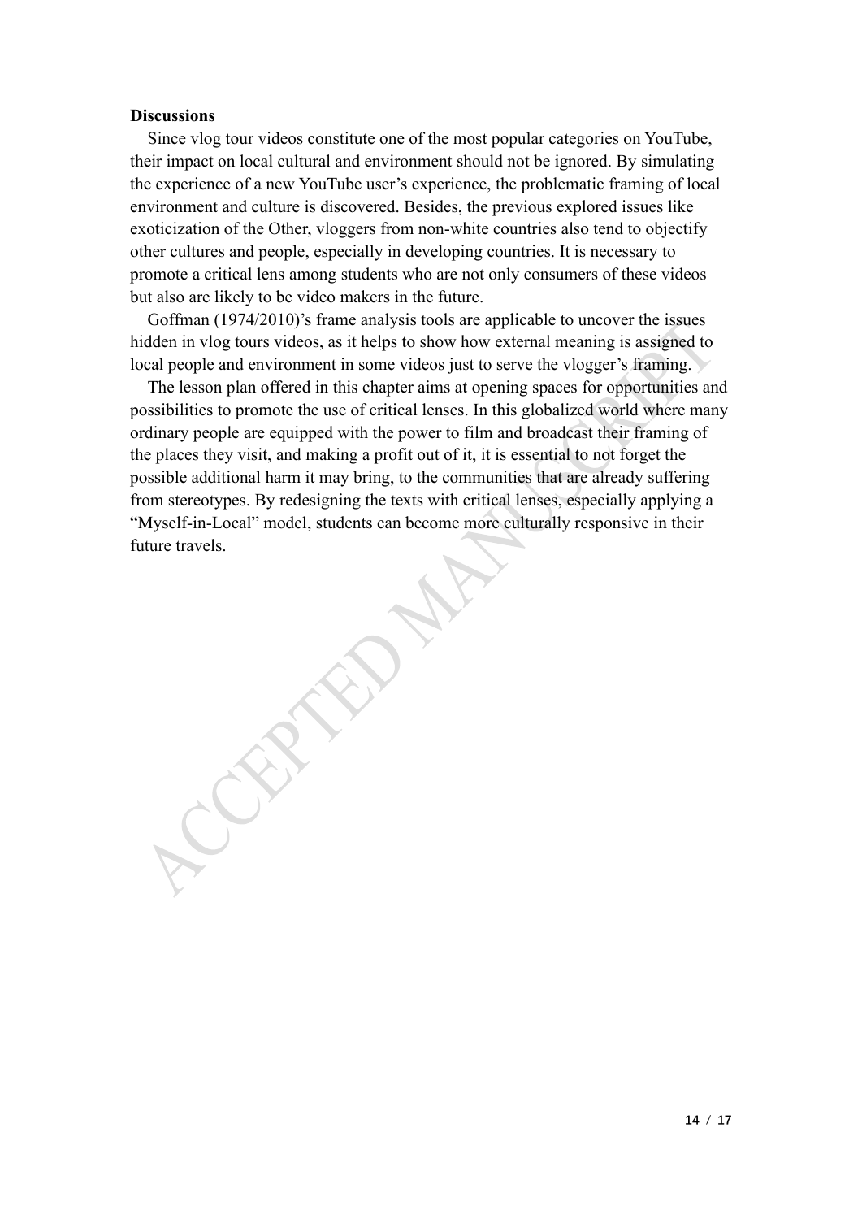**Discussions**

Since vlog tour videos constitute one of the most popular categories on YouTube, their impact on local cultural and environment should not be ignored. By simulating the experience of a new YouTube user's experience, the problematic framing of local environment and culture is discovered. Besides, the previous explored issues like exoticization of the Other, vloggers from non-white countries also tend to objectify other cultures and people, especially in developing countries. It is necessary to promote a critical lens among students who are not only consumers of these videos but also are likely to be video makers in the future.

Goffman (1974/2010)'s frame analysis tools are applicable to uncover the issues hidden in vlog tours videos, as it helps to show how external meaning is assigned to local people and environment in some videos just to serve the vlogger's framing.

The lesson plan offered in this chapter aims at opening spaces for opportunities and possibilities to promote the use of critical lenses. In this globalized world where many ordinary people are equipped with the power to film and broadcast their framing of the places they visit, and making a profit out of it, it is essential to not forget the possible additional harm it may bring, to the communities that are already suffering from stereotypes. By redesigning the texts with critical lenses, especially applying a "Myself-in-Local" model, students can become more culturally responsive in their future travels.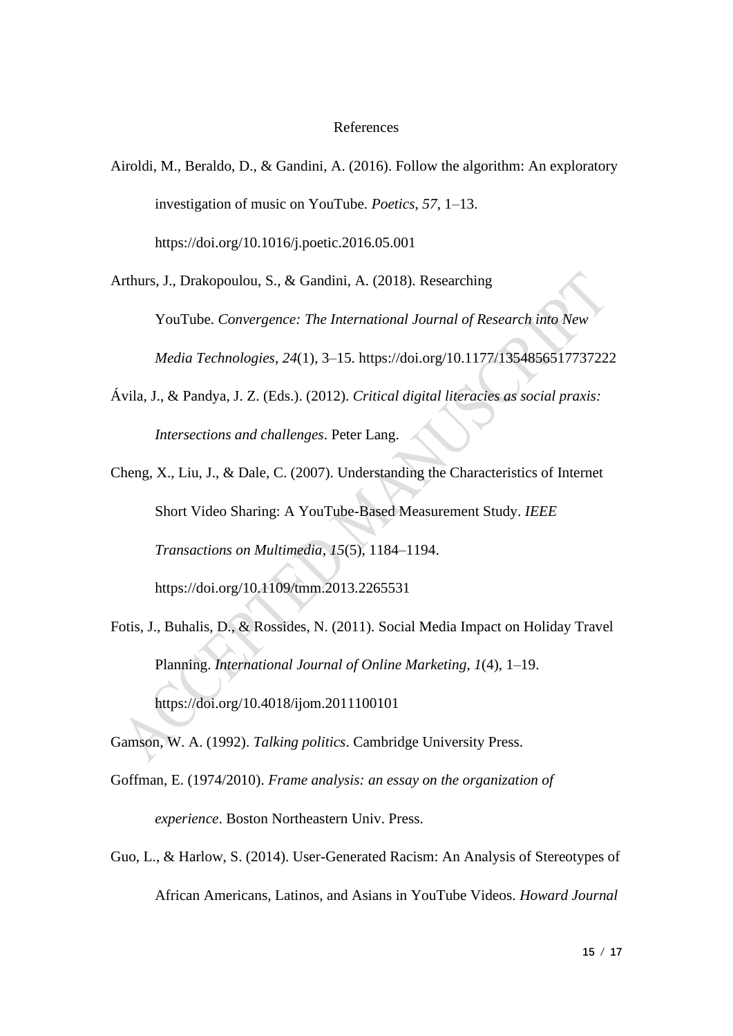References

Airoldi, M., Beraldo, D., & Gandini, A. (2016). Follow the algorithm: An exploratory investigation of music on YouTube. *Poetics*, *57*, 1–13. https://doi.org/10.1016/j.poetic.2016.05.001

Arthurs, J., Drakopoulou, S., & Gandini, A. (2018). Researching YouTube. *Convergence: The International Journal of Research into New Media Technologies*, *24*(1), 3–15. https://doi.org/10.1177/1354856517737222

Ávila, J., & Pandya, J. Z. (Eds.). (2012). *Critical digital literacies as social praxis: Intersections and challenges*. Peter Lang.

Cheng, X., Liu, J., & Dale, C. (2007). Understanding the Characteristics of Internet Short Video Sharing: A YouTube-Based Measurement Study. *IEEE Transactions on Multimedia*, *15*(5), 1184–1194. https://doi.org/10.1109/tmm.2013.2265531

Fotis, J., Buhalis, D., & Rossides, N. (2011). Social Media Impact on Holiday Travel Planning. *International Journal of Online Marketing*, *1*(4), 1–19. https://doi.org/10.4018/ijom.2011100101

Gamson, W. A. (1992). *Talking politics*. Cambridge University Press.

Goffman, E. (1974/2010). *Frame analysis: an essay on the organization of experience*. Boston Northeastern Univ. Press.

Guo, L., & Harlow, S. (2014). User-Generated Racism: An Analysis of Stereotypes of African Americans, Latinos, and Asians in YouTube Videos. *Howard Journal*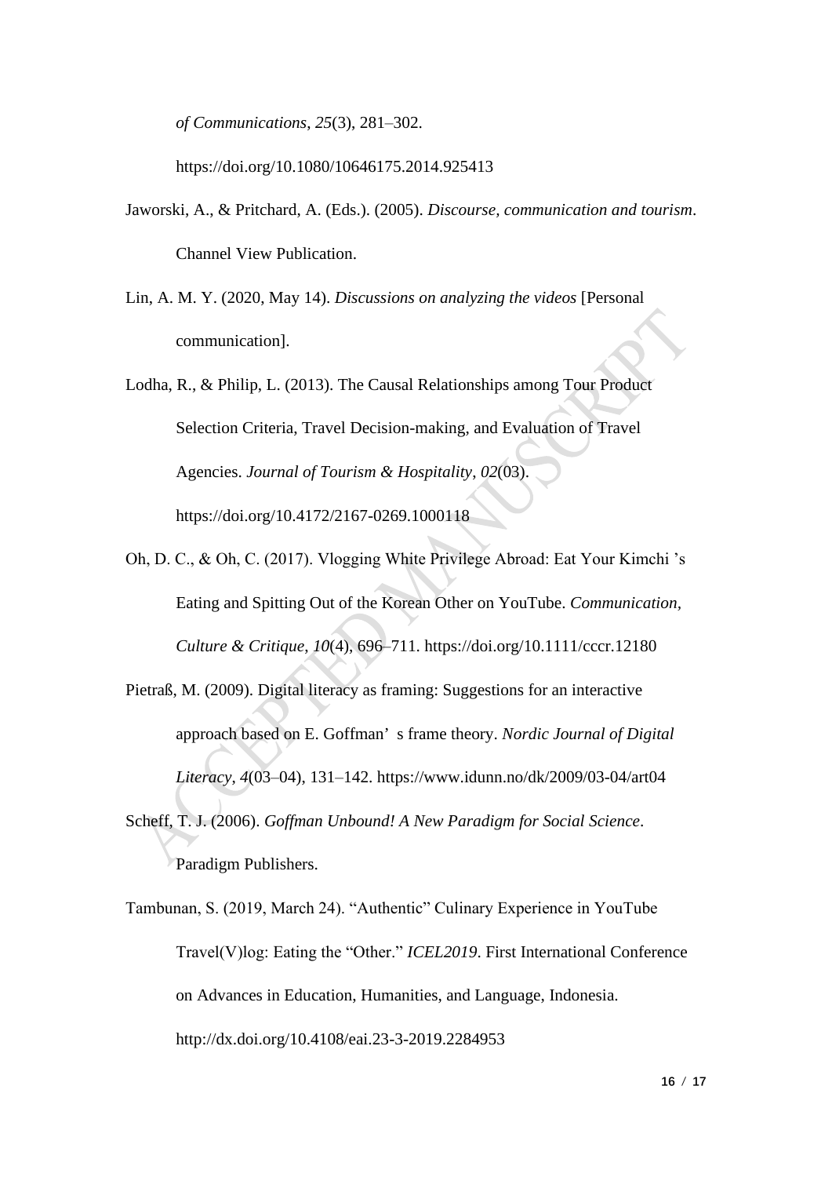*of Communications*, *25*(3), 281–302. https://doi.org/10.1080/10646175.2014.925413

Jaworski, A., & Pritchard, A. (Eds.). (2005). *Discourse, communication and tourism*. Channel View Publication.

Lin, A. M. Y. (2020, May 14). *Discussions on analyzing the videos* [Personal communication].

Lodha, R., & Philip, L. (2013). The Causal Relationships among Tour Product Selection Criteria, Travel Decision-making, and Evaluation of Travel Agencies. *Journal of Tourism & Hospitality*, *02*(03). https://doi.org/10.4172/2167-0269.1000118

Oh, D. C., & Oh, C. (2017). Vlogging White Privilege Abroad: Eat Your Kimchi 's Eating and Spitting Out of the Korean Other on YouTube. *Communication, Culture & Critique*, *10*(4), 696–711. https://doi.org/10.1111/cccr.12180

Pietraß, M. (2009). Digital literacy as framing: Suggestions for an interactive approach based on E. Goffman's frame theory. *Nordic Journal of Digital Literacy*, *4*(03–04), 131–142. https://www.idunn.no/dk/2009/03-04/art04

Scheff, T. J. (2006). *Goffman Unbound! A New Paradigm for Social Science*. Paradigm Publishers.

Tambunan, S. (2019, March 24). "Authentic" Culinary Experience in YouTube Travel(V)log: Eating the "Other." *ICEL2019*. First International Conference on Advances in Education, Humanities, and Language, Indonesia. http://dx.doi.org/10.4108/eai.23-3-2019.2284953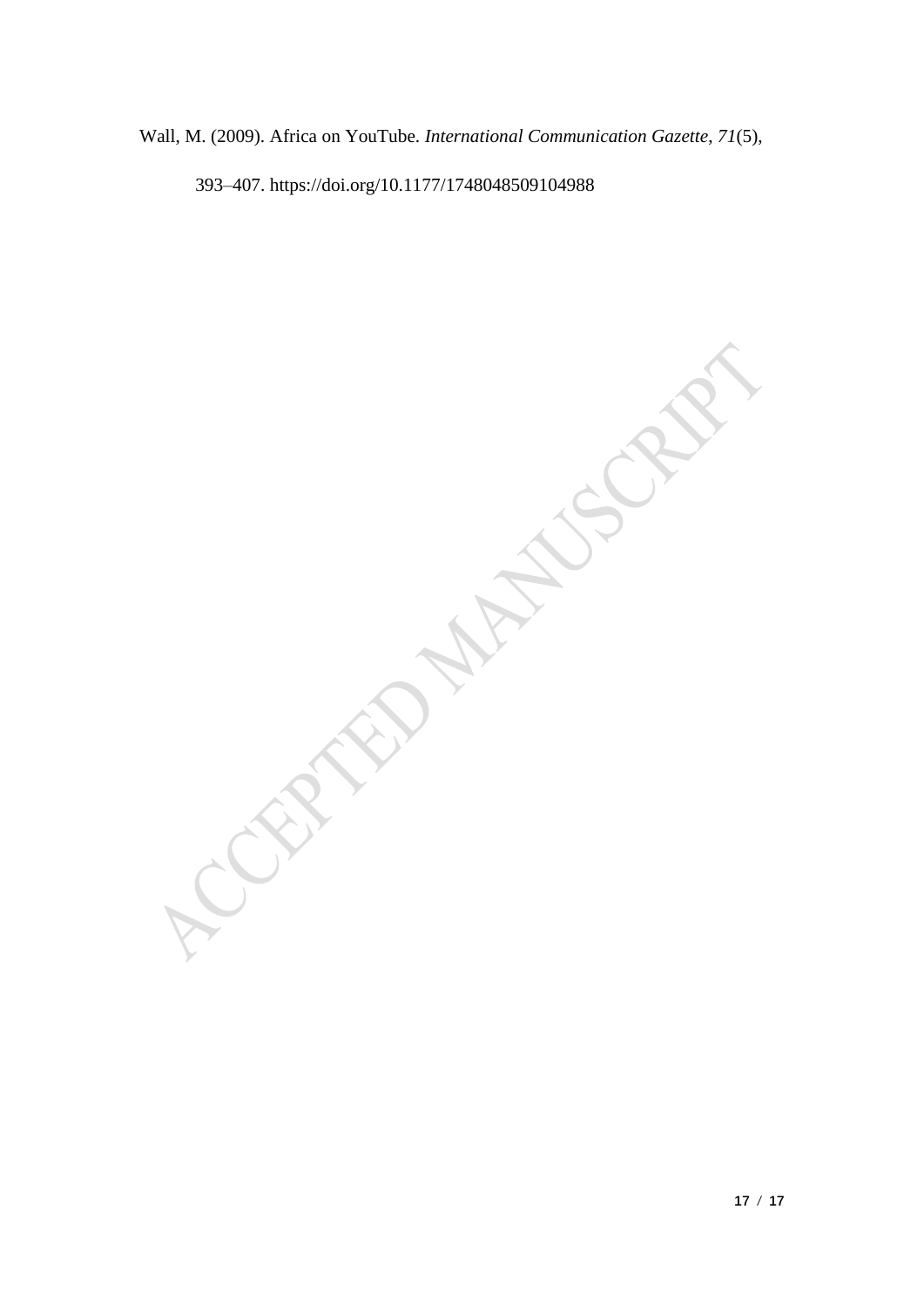Wall, M. (2009). Africa on YouTube. *International Communication Gazette*, *71*(5), 393–407. https://doi.org/10.1177/1748048509104988